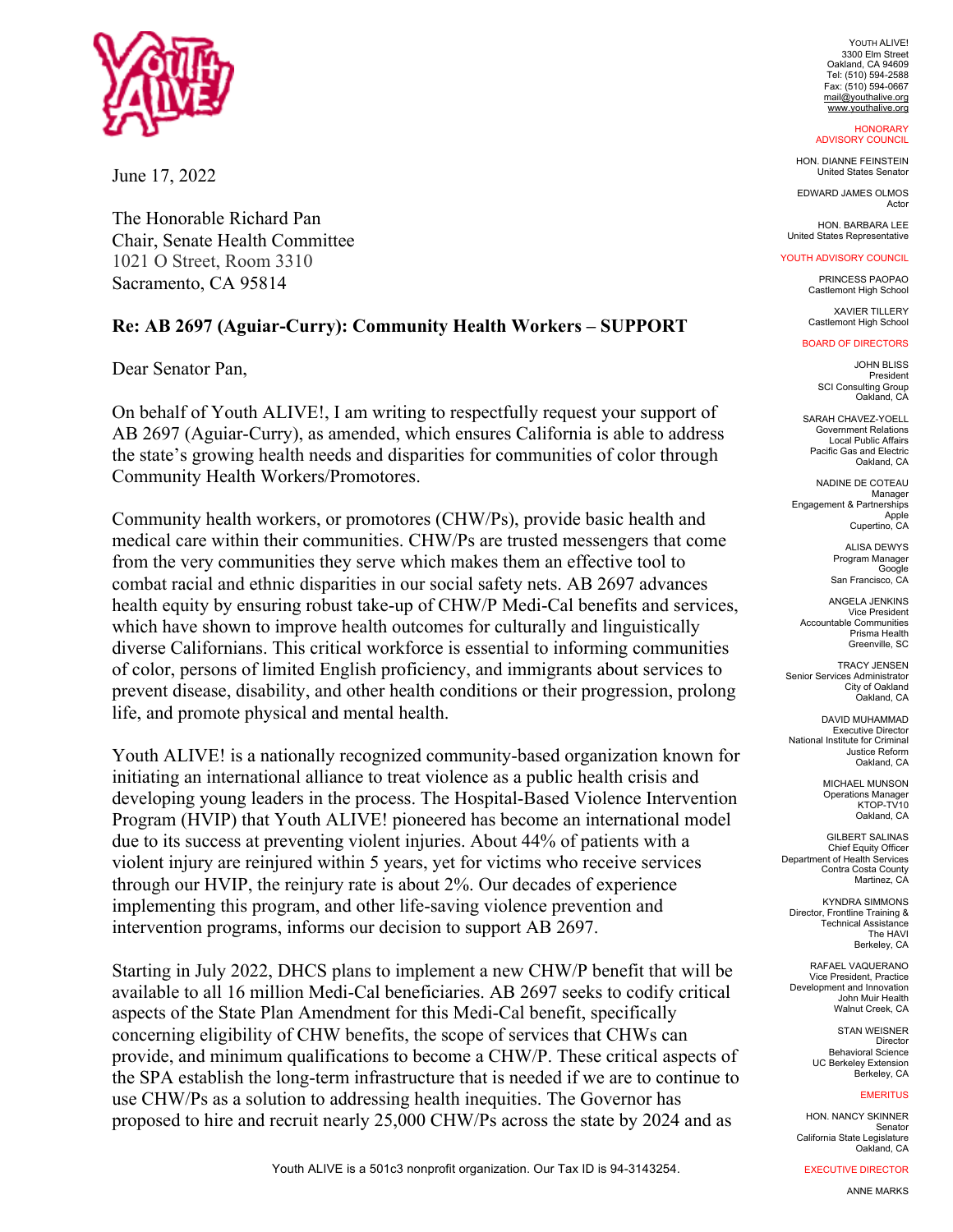YOUTH ALIVE!
3300 Elm Street
Oakland, CA 94609
Tel: (510) 594-2588
Fax: (510) 594-0667
mail@youthalive.org
www.youthalive.org

HONORARY ADVISORY COUNCIL

HON. DIANNE FEINSTEIN
United States Senator

EDWARD JAMES OLMOS
Actor

HON. BARBARA LEE
United States Representative

YOUTH ADVISORY COUNCIL

PRINCESS PAOPAO
Castlemont High School

XAVIER TILLERY
Castlemont High School

BOARD OF DIRECTORS

JOHN BLISS
President
SCI Consulting Group
Oakland, CA

SARAH CHAVEZ-YOELL
Government Relations
Local Public Affairs
Pacific Gas and Electric
Oakland, CA

NADINE DE COTEAU
Manager
Engagement & Partnerships
Apple
Cupertino, CA

ALISA DEWYS
Program Manager
Google
San Francisco, CA

ANGELA JENKINS
Vice President
Accountable Communities
Prisma Health
Greenville, SC

TRACY JENSEN
Senior Services Administrator
City of Oakland
Oakland, CA

DAVID MUHAMMAD
Executive Director
National Institute for Criminal Justice Reform
Oakland, CA

MICHAEL MUNSON
Operations Manager
KTOP-TV10
Oakland, CA

GILBERT SALINAS
Chief Equity Officer
Department of Health Services
Contra Costa County
Martinez, CA

KYNDRA SIMMONS
Director, Frontline Training & Technical Assistance
The HAVI
Berkeley, CA

RAFAEL VAQUERANO
Vice President, Practice Development and Innovation
John Muir Health
Walnut Creek, CA

STAN WEISNER
Director
Behavioral Science
UC Berkeley Extension
Berkeley, CA

EMERITUS

HON. NANCY SKINNER
Senator
California State Legislature
Oakland, CA

EXECUTIVE DIRECTOR

ANNE MARKS

June 17, 2022

The Honorable Richard Pan
Chair, Senate Health Committee
1021 O Street, Room 3310
Sacramento, CA 95814

**Re: AB 2697 (Aguiar-Curry): Community Health Workers – SUPPORT**

Dear Senator Pan,

On behalf of Youth ALIVE!, I am writing to respectfully request your support of AB 2697 (Aguiar-Curry), as amended, which ensures California is able to address the state's growing health needs and disparities for communities of color through Community Health Workers/Promotores.

Community health workers, or promotores (CHW/Ps), provide basic health and medical care within their communities. CHW/Ps are trusted messengers that come from the very communities they serve which makes them an effective tool to combat racial and ethnic disparities in our social safety nets. AB 2697 advances health equity by ensuring robust take-up of CHW/P Medi-Cal benefits and services, which have shown to improve health outcomes for culturally and linguistically diverse Californians. This critical workforce is essential to informing communities of color, persons of limited English proficiency, and immigrants about services to prevent disease, disability, and other health conditions or their progression, prolong life, and promote physical and mental health.

Youth ALIVE! is a nationally recognized community-based organization known for initiating an international alliance to treat violence as a public health crisis and developing young leaders in the process. The Hospital-Based Violence Intervention Program (HVIP) that Youth ALIVE! pioneered has become an international model due to its success at preventing violent injuries. About 44% of patients with a violent injury are reinjured within 5 years, yet for victims who receive services through our HVIP, the reinjury rate is about 2%. Our decades of experience implementing this program, and other life-saving violence prevention and intervention programs, informs our decision to support AB 2697.

Starting in July 2022, DHCS plans to implement a new CHW/P benefit that will be available to all 16 million Medi-Cal beneficiaries. AB 2697 seeks to codify critical aspects of the State Plan Amendment for this Medi-Cal benefit, specifically concerning eligibility of CHW benefits, the scope of services that CHWs can provide, and minimum qualifications to become a CHW/P. These critical aspects of the SPA establish the long-term infrastructure that is needed if we are to continue to use CHW/Ps as a solution to addressing health inequities. The Governor has proposed to hire and recruit nearly 25,000 CHW/Ps across the state by 2024 and as

Youth ALIVE is a 501c3 nonprofit organization. Our Tax ID is 94-3143254.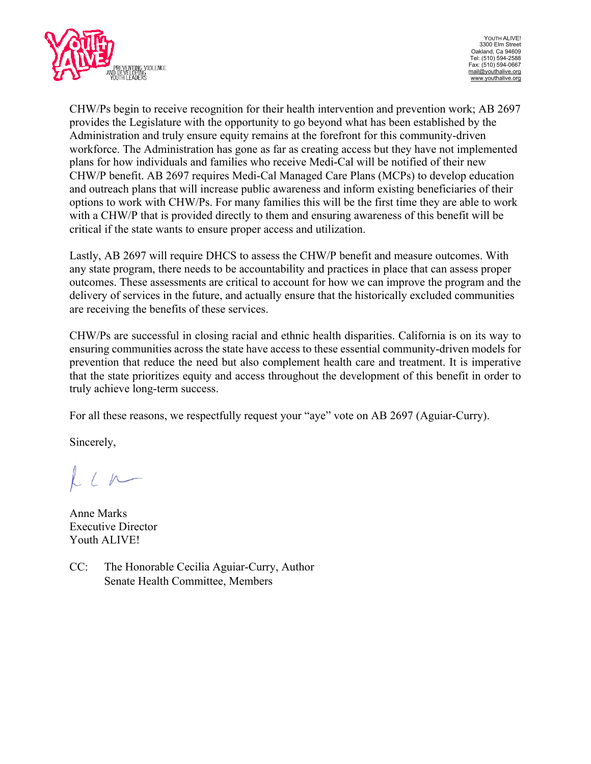CHW/Ps begin to receive recognition for their health intervention and prevention work; AB 2697 provides the Legislature with the opportunity to go beyond what has been established by the Administration and truly ensure equity remains at the forefront for this community-driven workforce. The Administration has gone as far as creating access but they have not implemented plans for how individuals and families who receive Medi-Cal will be notified of their new CHW/P benefit. AB 2697 requires Medi-Cal Managed Care Plans (MCPs) to develop education and outreach plans that will increase public awareness and inform existing beneficiaries of their options to work with CHW/Ps. For many families this will be the first time they are able to work with a CHW/P that is provided directly to them and ensuring awareness of this benefit will be critical if the state wants to ensure proper access and utilization.

Lastly, AB 2697 will require DHCS to assess the CHW/P benefit and measure outcomes. With any state program, there needs to be accountability and practices in place that can assess proper outcomes. These assessments are critical to account for how we can improve the program and the delivery of services in the future, and actually ensure that the historically excluded communities are receiving the benefits of these services.

CHW/Ps are successful in closing racial and ethnic health disparities. California is on its way to ensuring communities across the state have access to these essential community-driven models for prevention that reduce the need but also complement health care and treatment. It is imperative that the state prioritizes equity and access throughout the development of this benefit in order to truly achieve long-term success.

For all these reasons, we respectfully request your "aye" vote on AB 2697 (Aguiar-Curry).

Sincerely,

Anne Marks
Executive Director
Youth ALIVE!

CC: The Honorable Cecilia Aguiar-Curry, Author
Senate Health Committee, Members